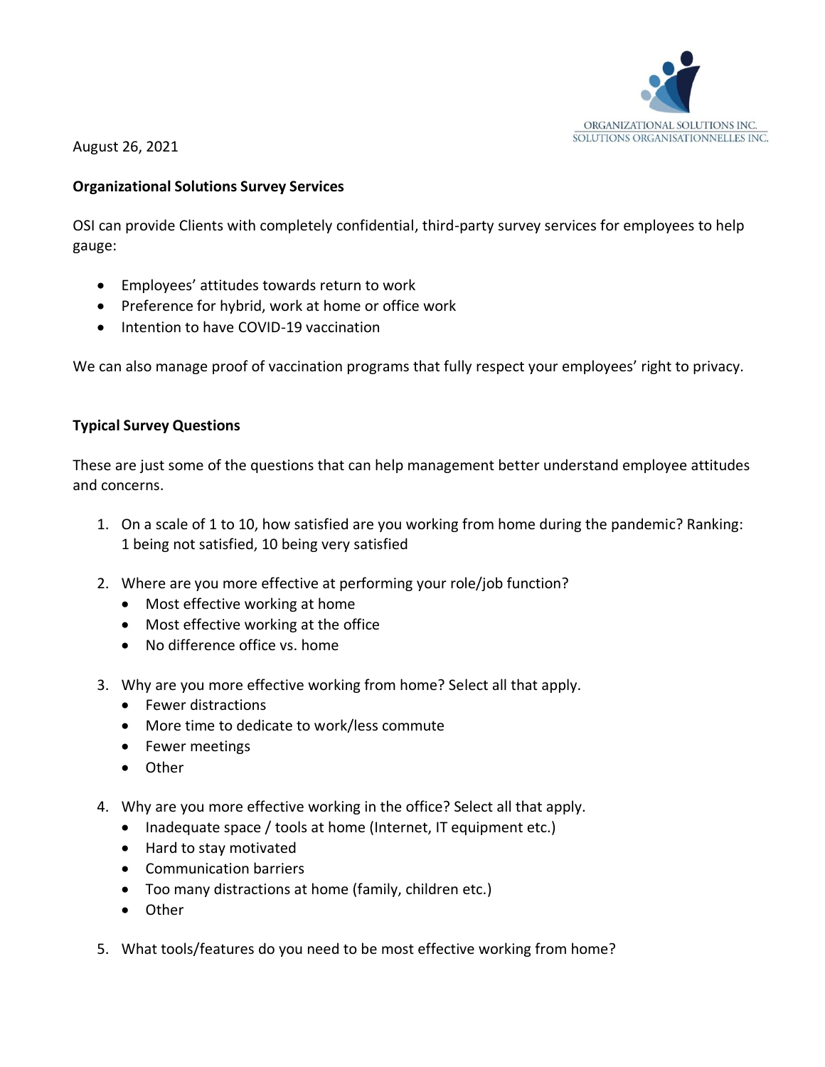ORGANIZATIONAL SOLUTIONS INC.
SOLUTIONS ORGANISATIONNELLES INC.

August 26, 2021

**Organizational Solutions Survey Services**

OSI can provide Clients with completely confidential, third-party survey services for employees to help gauge:

- Employees' attitudes towards return to work
- Preference for hybrid, work at home or office work
- Intention to have COVID-19 vaccination

We can also manage proof of vaccination programs that fully respect your employees' right to privacy.

**Typical Survey Questions**

These are just some of the questions that can help management better understand employee attitudes and concerns.

1. On a scale of 1 to 10, how satisfied are you working from home during the pandemic? Ranking: 1 being not satisfied, 10 being very satisfied

2. Where are you more effective at performing your role/job function?
   - Most effective working at home
   - Most effective working at the office
   - No difference office vs. home

3. Why are you more effective working from home? Select all that apply.
   - Fewer distractions
   - More time to dedicate to work/less commute
   - Fewer meetings
   - Other

4. Why are you more effective working in the office? Select all that apply.
   - Inadequate space / tools at home (Internet, IT equipment etc.)
   - Hard to stay motivated
   - Communication barriers
   - Too many distractions at home (family, children etc.)
   - Other

5. What tools/features do you need to be most effective working from home?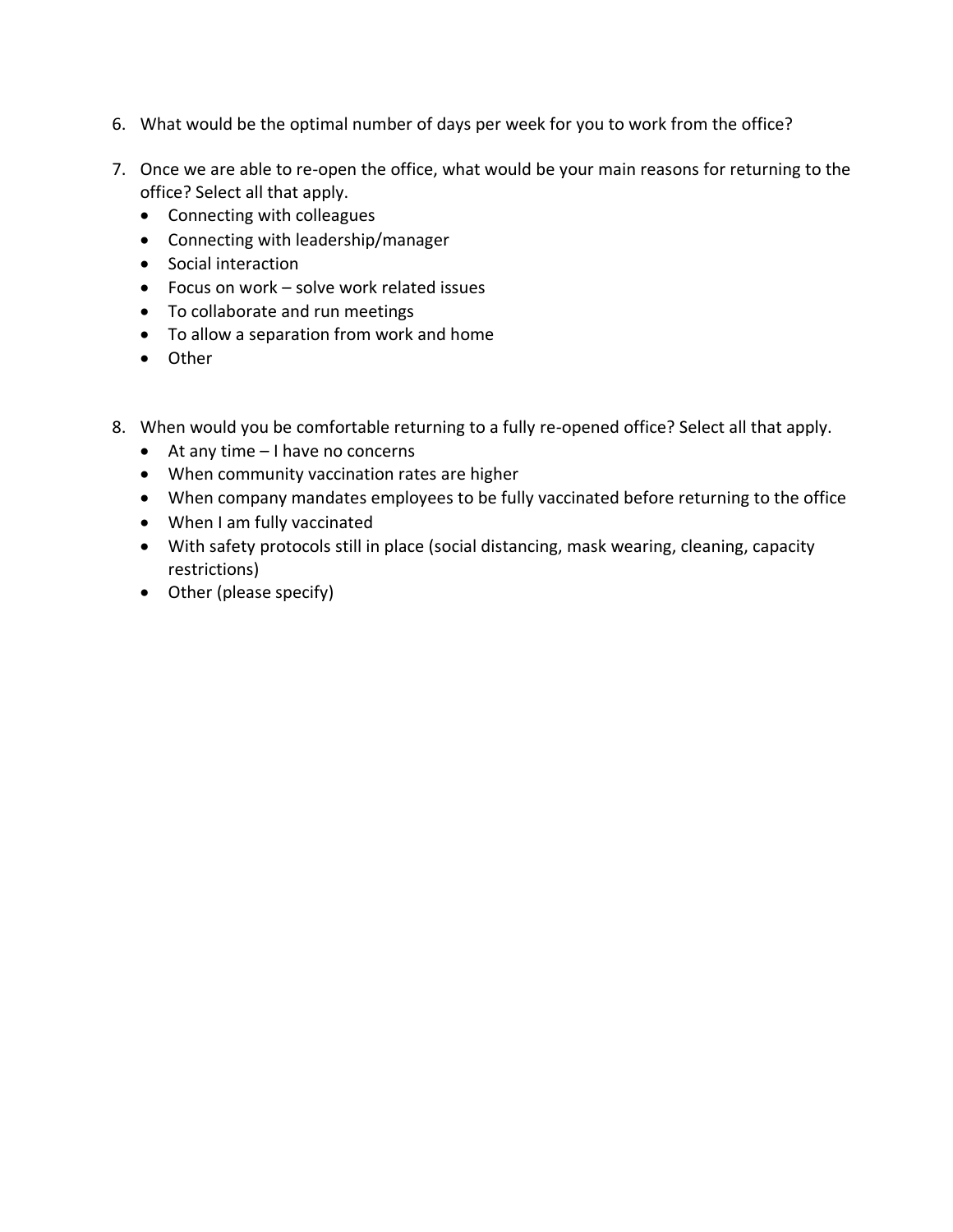6. What would be the optimal number of days per week for you to work from the office?

7. Once we are able to re-open the office, what would be your main reasons for returning to the office? Select all that apply.
   - Connecting with colleagues
   - Connecting with leadership/manager
   - Social interaction
   - Focus on work – solve work related issues
   - To collaborate and run meetings
   - To allow a separation from work and home
   - Other

8. When would you be comfortable returning to a fully re-opened office? Select all that apply.
   - At any time – I have no concerns
   - When community vaccination rates are higher
   - When company mandates employees to be fully vaccinated before returning to the office
   - When I am fully vaccinated
   - With safety protocols still in place (social distancing, mask wearing, cleaning, capacity restrictions)
   - Other (please specify)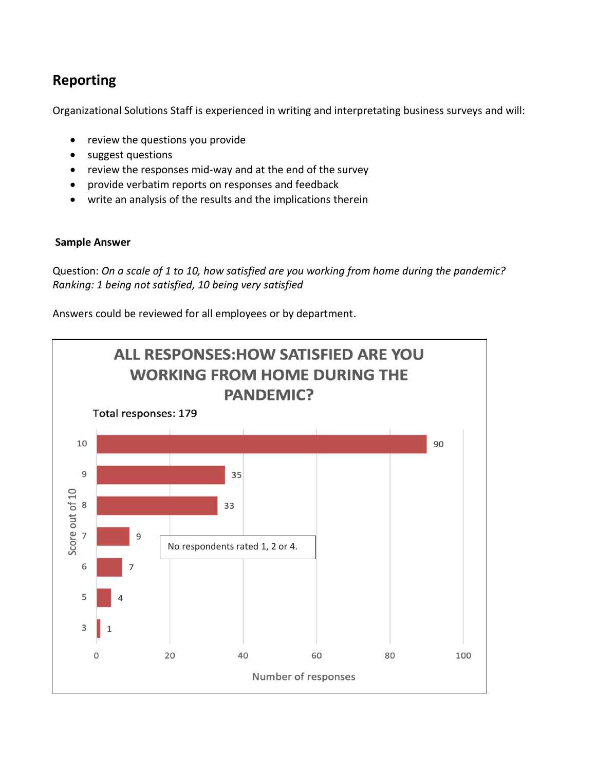## Reporting

Organizational Solutions Staff is experienced in writing and interpretating business surveys and will:

- review the questions you provide
- suggest questions
- review the responses mid-way and at the end of the survey
- provide verbatim reports on responses and feedback
- write an analysis of the results and the implications therein

**Sample Answer**

Question: *On a scale of 1 to 10, how satisfied are you working from home during the pandemic? Ranking: 1 being not satisfied, 10 being very satisfied*

Answers could be reviewed for all employees or by department.

**ALL RESPONSES:HOW SATISFIED ARE YOU WORKING FROM HOME DURING THE PANDEMIC?**

Total responses: 179

| Score out of 10 | Number of responses |
|---|---|
| 10 | 90 |
| 9 | 35 |
| 8 | 33 |
| 7 | 9 |
| 6 | 7 |
| 5 | 4 |
| 3 | 1 |

No respondents rated 1, 2 or 4.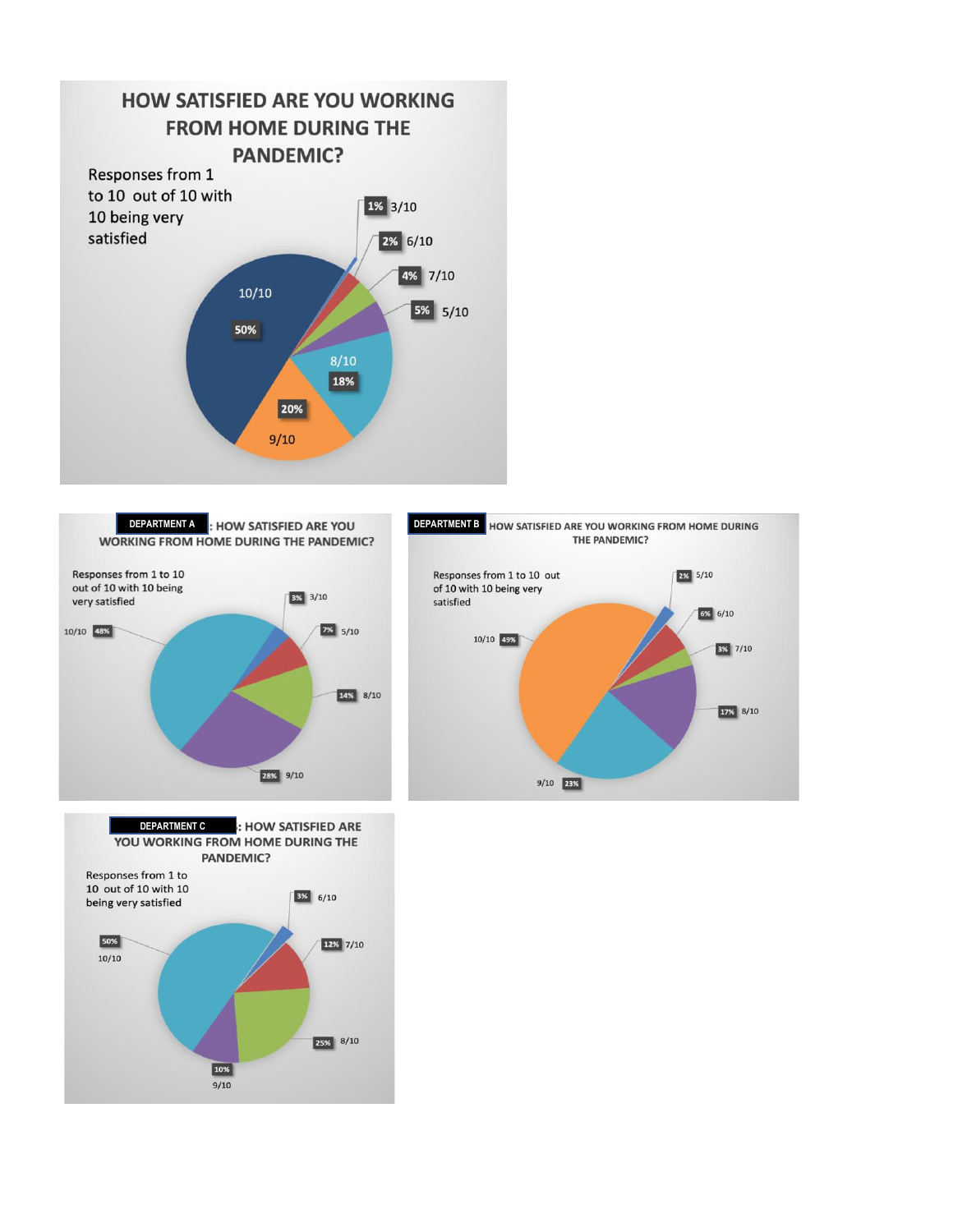## HOW SATISFIED ARE YOU WORKING FROM HOME DURING THE PANDEMIC?

Responses from 1 to 10 out of 10 with 10 being very satisfied

| Response | Percentage |
| --- | --- |
| 10/10 | 50% |
| 9/10 | 20% |
| 8/10 | 18% |
| 5/10 | 5% |
| 7/10 | 4% |
| 6/10 | 2% |
| 3/10 | 1% |

## DEPARTMENT A: HOW SATISFIED ARE YOU WORKING FROM HOME DURING THE PANDEMIC?

Responses from 1 to 10 out of 10 with 10 being very satisfied

| Response | Percentage |
| --- | --- |
| 10/10 | 48% |
| 9/10 | 28% |
| 8/10 | 14% |
| 5/10 | 7% |
| 3/10 | 3% |

## DEPARTMENT B HOW SATISFIED ARE YOU WORKING FROM HOME DURING THE PANDEMIC?

Responses from 1 to 10 out of 10 with 10 being very satisfied

| Response | Percentage |
| --- | --- |
| 10/10 | 49% |
| 9/10 | 23% |
| 8/10 | 17% |
| 6/10 | 6% |
| 7/10 | 3% |
| 5/10 | 2% |

## DEPARTMENT C: HOW SATISFIED ARE YOU WORKING FROM HOME DURING THE PANDEMIC?

Responses from 1 to 10 out of 10 with 10 being very satisfied

| Response | Percentage |
| --- | --- |
| 10/10 | 50% |
| 8/10 | 25% |
| 7/10 | 12% |
| 9/10 | 10% |
| 6/10 | 3% |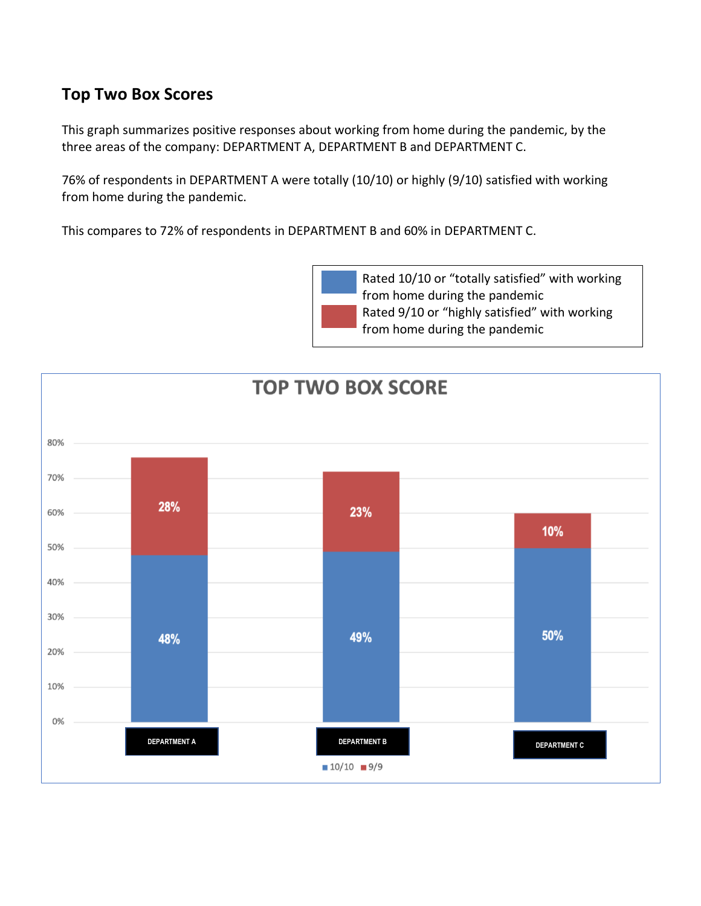## Top Two Box Scores

This graph summarizes positive responses about working from home during the pandemic, by the three areas of the company: DEPARTMENT A, DEPARTMENT B and DEPARTMENT C.

76% of respondents in DEPARTMENT A were totally (10/10) or highly (9/10) satisfied with working from home during the pandemic.

This compares to 72% of respondents in DEPARTMENT B and 60% in DEPARTMENT C.

Rated 10/10 or "totally satisfied" with working from home during the pandemic

Rated 9/10 or "highly satisfied" with working from home during the pandemic

TOP TWO BOX SCORE

80%
70%
60%
50%
40%
30%
20%
10%
0%

28%
48%
DEPARTMENT A

23%
49%
DEPARTMENT B

10%
50%
DEPARTMENT C

10/10 9/9